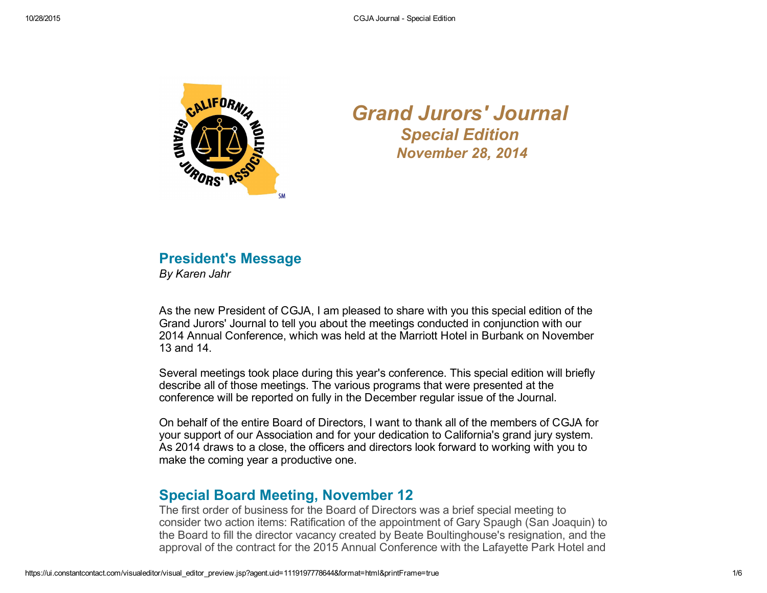# Grand Jurors' Journal

## Special Edition

### November 28, 2014

## President's Message

*By Karen Jahr*

As the new President of CGJA, I am pleased to share with you this special edition of the Grand Jurors' Journal to tell you about the meetings conducted in conjunction with our 2014 Annual Conference, which was held at the Marriott Hotel in Burbank on November 13 and 14.

Several meetings took place during this year's conference. This special edition will briefly describe all of those meetings. The various programs that were presented at the conference will be reported on fully in the December regular issue of the Journal.

On behalf of the entire Board of Directors, I want to thank all of the members of CGJA for your support of our Association and for your dedication to California's grand jury system. As 2014 draws to a close, the officers and directors look forward to working with you to make the coming year a productive one.

## Special Board Meeting, November 12

The first order of business for the Board of Directors was a brief special meeting to consider two action items: Ratification of the appointment of Gary Spaugh (San Joaquin) to the Board to fill the director vacancy created by Beate Boultinghouse's resignation, and the approval of the contract for the 2015 Annual Conference with the Lafayette Park Hotel and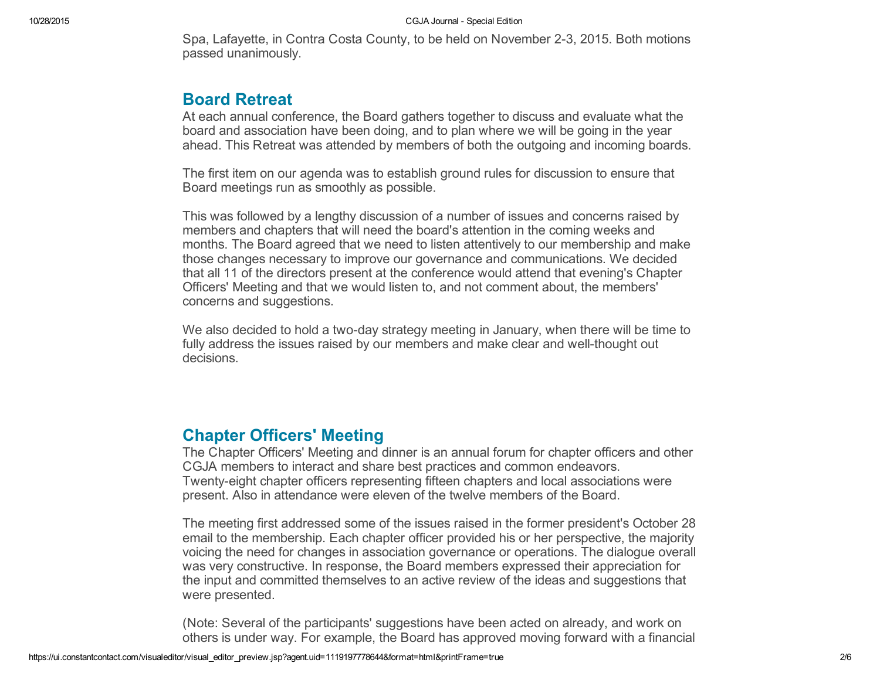Spa, Lafayette, in Contra Costa County, to be held on November 2-3, 2015. Both motions passed unanimously.

## Board Retreat

At each annual conference, the Board gathers together to discuss and evaluate what the board and association have been doing, and to plan where we will be going in the year ahead. This Retreat was attended by members of both the outgoing and incoming boards.

The first item on our agenda was to establish ground rules for discussion to ensure that Board meetings run as smoothly as possible.

This was followed by a lengthy discussion of a number of issues and concerns raised by members and chapters that will need the board's attention in the coming weeks and months. The Board agreed that we need to listen attentively to our membership and make those changes necessary to improve our governance and communications. We decided that all 11 of the directors present at the conference would attend that evening's Chapter Officers' Meeting and that we would listen to, and not comment about, the members' concerns and suggestions.

We also decided to hold a two-day strategy meeting in January, when there will be time to fully address the issues raised by our members and make clear and well-thought out decisions.

## Chapter Officers' Meeting

The Chapter Officers' Meeting and dinner is an annual forum for chapter officers and other CGJA members to interact and share best practices and common endeavors. Twenty-eight chapter officers representing fifteen chapters and local associations were present. Also in attendance were eleven of the twelve members of the Board.

The meeting first addressed some of the issues raised in the former president's October 28 email to the membership. Each chapter officer provided his or her perspective, the majority voicing the need for changes in association governance or operations. The dialogue overall was very constructive. In response, the Board members expressed their appreciation for the input and committed themselves to an active review of the ideas and suggestions that were presented.

(Note: Several of the participants' suggestions have been acted on already, and work on others is under way. For example, the Board has approved moving forward with a financial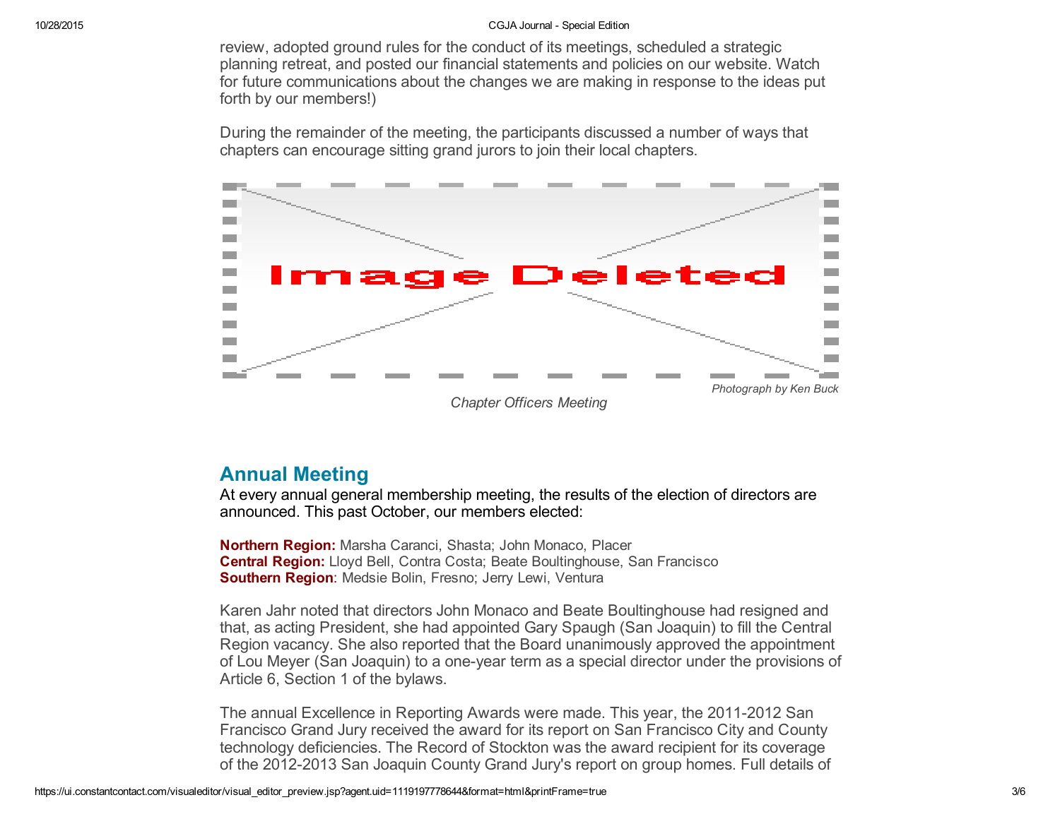review, adopted ground rules for the conduct of its meetings, scheduled a strategic planning retreat, and posted our financial statements and policies on our website. Watch for future communications about the changes we are making in response to the ideas put forth by our members!)

During the remainder of the meeting, the participants discussed a number of ways that chapters can encourage sitting grand jurors to join their local chapters.

*Photograph by Ken Buck*

*Chapter Officers Meeting*

## Annual Meeting

At every annual general membership meeting, the results of the election of directors are announced. This past October, our members elected:

**Northern Region:** Marsha Caranci, Shasta; John Monaco, Placer
**Central Region:** Lloyd Bell, Contra Costa; Beate Boultinghouse, San Francisco
**Southern Region**: Medsie Bolin, Fresno; Jerry Lewi, Ventura

Karen Jahr noted that directors John Monaco and Beate Boultinghouse had resigned and that, as acting President, she had appointed Gary Spaugh (San Joaquin) to fill the Central Region vacancy. She also reported that the Board unanimously approved the appointment of Lou Meyer (San Joaquin) to a one-year term as a special director under the provisions of Article 6, Section 1 of the bylaws.

The annual Excellence in Reporting Awards were made. This year, the 2011-2012 San Francisco Grand Jury received the award for its report on San Francisco City and County technology deficiencies. The Record of Stockton was the award recipient for its coverage of the 2012-2013 San Joaquin County Grand Jury's report on group homes. Full details of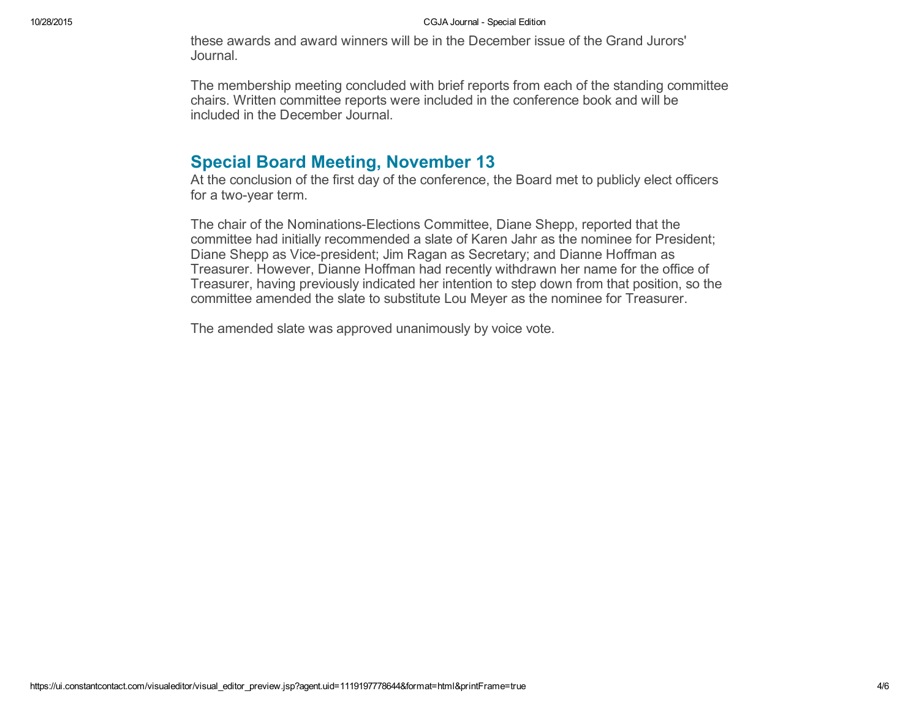these awards and award winners will be in the December issue of the Grand Jurors' Journal.

The membership meeting concluded with brief reports from each of the standing committee chairs. Written committee reports were included in the conference book and will be included in the December Journal.

## Special Board Meeting, November 13

At the conclusion of the first day of the conference, the Board met to publicly elect officers for a two-year term.

The chair of the Nominations-Elections Committee, Diane Shepp, reported that the committee had initially recommended a slate of Karen Jahr as the nominee for President; Diane Shepp as Vice-president; Jim Ragan as Secretary; and Dianne Hoffman as Treasurer. However, Dianne Hoffman had recently withdrawn her name for the office of Treasurer, having previously indicated her intention to step down from that position, so the committee amended the slate to substitute Lou Meyer as the nominee for Treasurer.

The amended slate was approved unanimously by voice vote.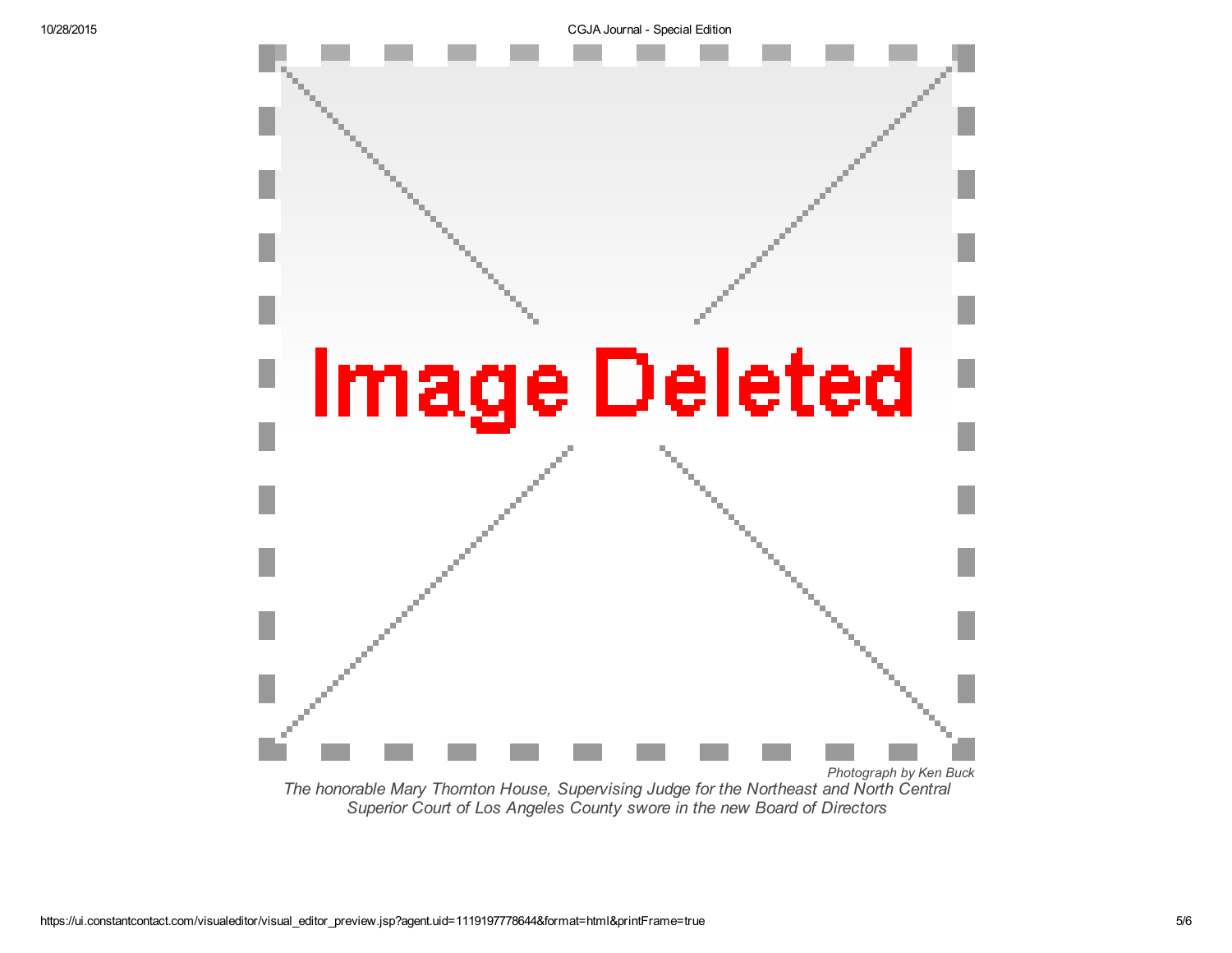Photograph by Ken Buck

*The honorable Mary Thornton House, Supervising Judge for the Northeast and North Central Superior Court of Los Angeles County swore in the new Board of Directors*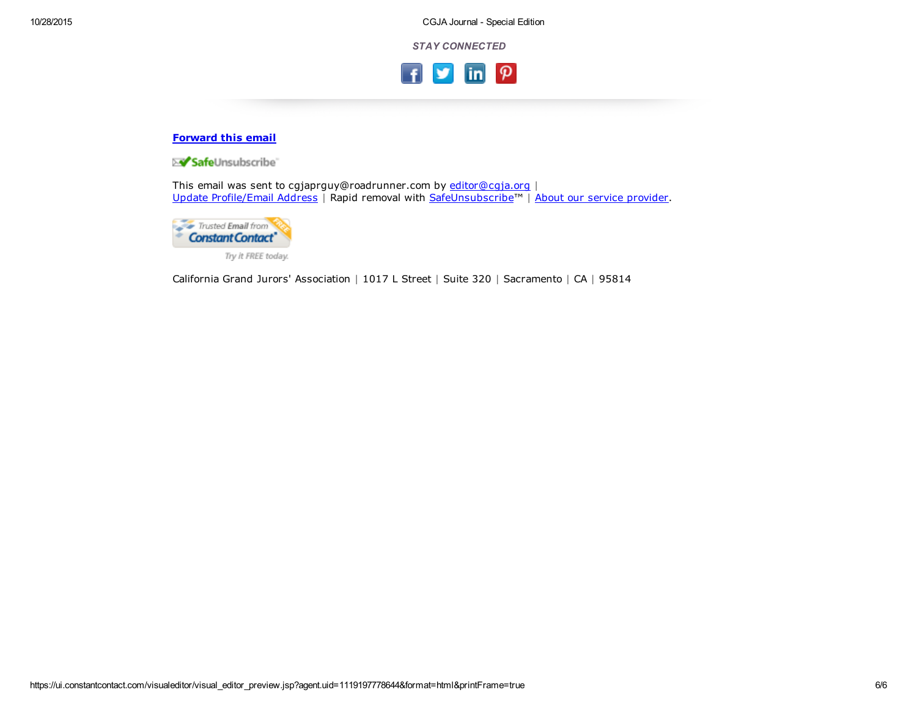***STAY CONNECTED***

**Forward this email**

SafeUnsubscribe

This email was sent to cgjaprguy@roadrunner.com by editor@cgja.org |
Update Profile/Email Address | Rapid removal with SafeUnsubscribe™ | About our service provider.

Trusted Email from Constant Contact
Try it FREE today.

California Grand Jurors' Association | 1017 L Street | Suite 320 | Sacramento | CA | 95814